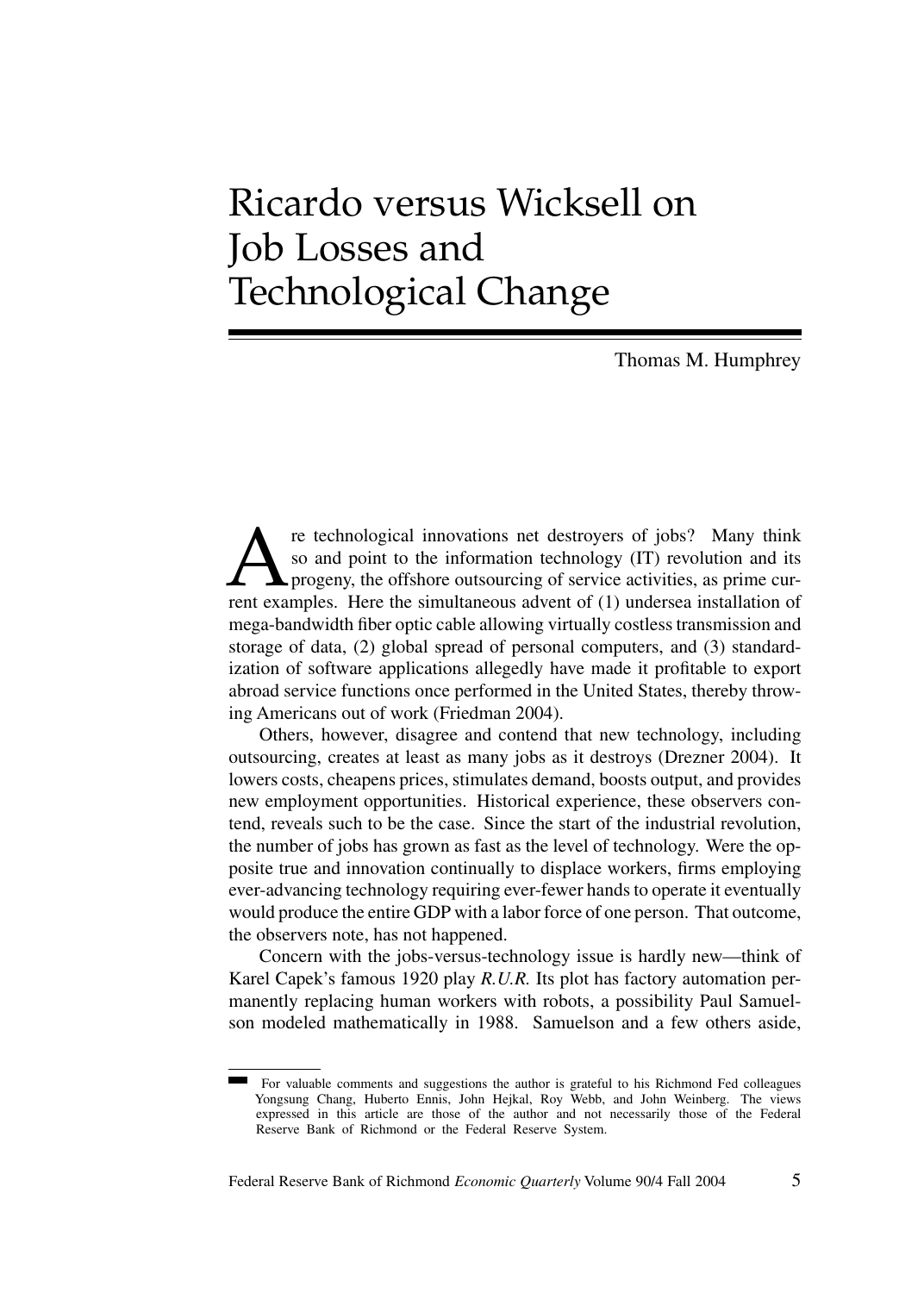# Ricardo versus Wicksell on Job Losses and Technological Change

Thomas M. Humphrey

Are technological innovations net destroyers of jobs? Many think so and point to the information technology (IT) revolution and its progeny, the offshore outsourcing of service activities, as prime current examples. Here the simultaneous advent of (1) undersea installation of mega-bandwidth fiber optic cable allowing virtually costless transmission and storage of data, (2) global spread of personal computers, and (3) standardization of software applications allegedly have made it profitable to export abroad service functions once performed in the United States, thereby throwing Americans out of work (Friedman 2004).

Others, however, disagree and contend that new technology, including outsourcing, creates at least as many jobs as it destroys (Drezner 2004). It lowers costs, cheapens prices, stimulates demand, boosts output, and provides new employment opportunities. Historical experience, these observers contend, reveals such to be the case. Since the start of the industrial revolution, the number of jobs has grown as fast as the level of technology. Were the opposite true and innovation continually to displace workers, firms employing ever-advancing technology requiring ever-fewer hands to operate it eventually would produce the entire GDP with a labor force of one person. That outcome, the observers note, has not happened.

Concern with the jobs-versus-technology issue is hardly new—think of Karel Capek's famous 1920 play *R.U.R.* Its plot has factory automation permanently replacing human workers with robots, a possibility Paul Samuelson modeled mathematically in 1988. Samuelson and a few others aside,

For valuable comments and suggestions the author is grateful to his Richmond Fed colleagues Yongsung Chang, Huberto Ennis, John Hejkal, Roy Webb, and John Weinberg. The views expressed in this article are those of the author and not necessarily those of the Federal Reserve Bank of Richmond or the Federal Reserve System.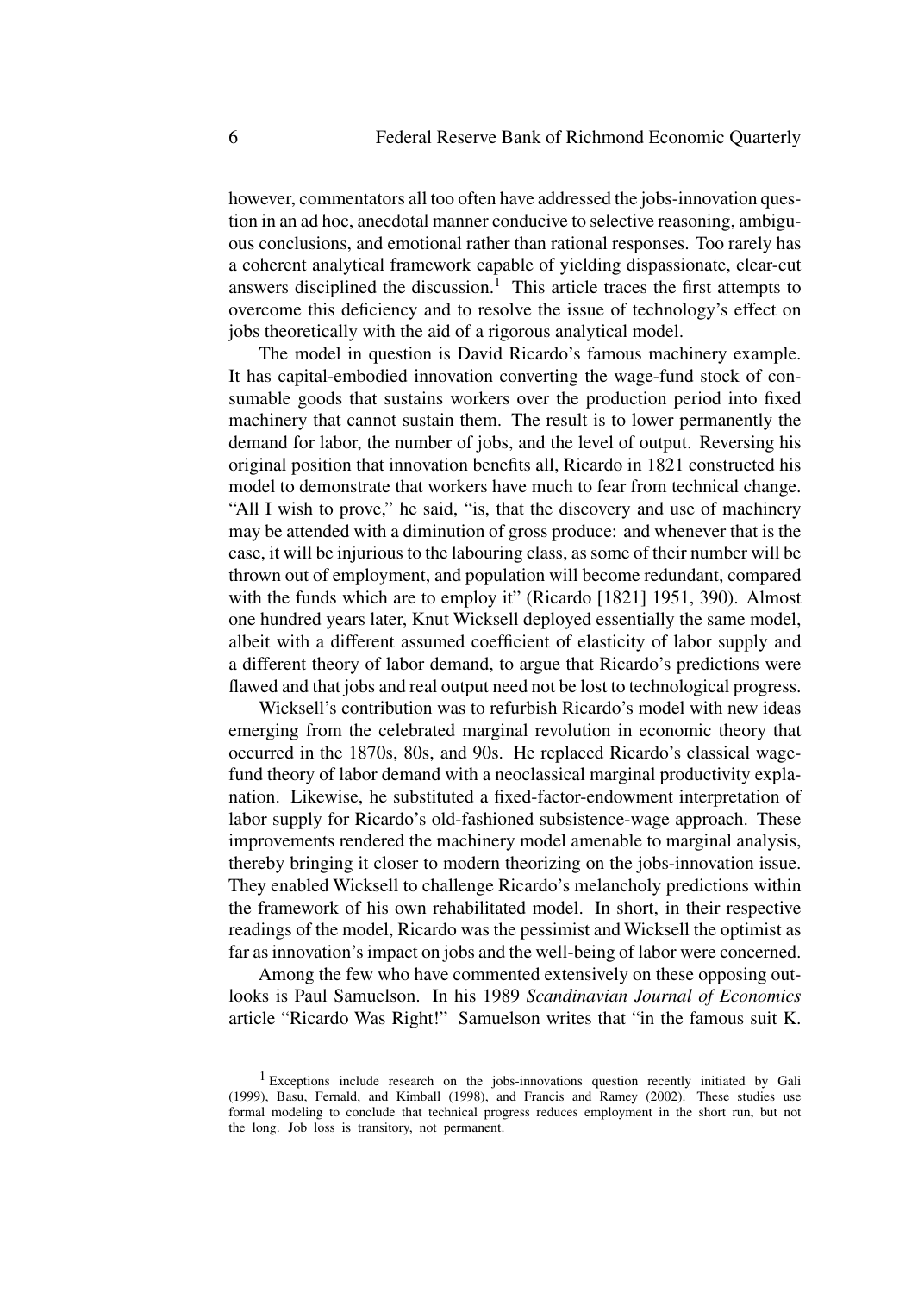however, commentators all too often have addressed the jobs-innovation question in an ad hoc, anecdotal manner conducive to selective reasoning, ambiguous conclusions, and emotional rather than rational responses. Too rarely has a coherent analytical framework capable of yielding dispassionate, clear-cut answers disciplined the discussion.[1] This article traces the first attempts to overcome this deficiency and to resolve the issue of technology's effect on jobs theoretically with the aid of a rigorous analytical model.

The model in question is David Ricardo's famous machinery example. It has capital-embodied innovation converting the wage-fund stock of consumable goods that sustains workers over the production period into fixed machinery that cannot sustain them. The result is to lower permanently the demand for labor, the number of jobs, and the level of output. Reversing his original position that innovation benefits all, Ricardo in 1821 constructed his model to demonstrate that workers have much to fear from technical change. "All I wish to prove," he said, "is, that the discovery and use of machinery may be attended with a diminution of gross produce: and whenever that is the case, it will be injurious to the labouring class, as some of their number will be thrown out of employment, and population will become redundant, compared with the funds which are to employ it" (Ricardo [1821] 1951, 390). Almost one hundred years later, Knut Wicksell deployed essentially the same model, albeit with a different assumed coefficient of elasticity of labor supply and a different theory of labor demand, to argue that Ricardo's predictions were flawed and that jobs and real output need not be lost to technological progress.

Wicksell's contribution was to refurbish Ricardo's model with new ideas emerging from the celebrated marginal revolution in economic theory that occurred in the 1870s, 80s, and 90s. He replaced Ricardo's classical wage-fund theory of labor demand with a neoclassical marginal productivity explanation. Likewise, he substituted a fixed-factor-endowment interpretation of labor supply for Ricardo's old-fashioned subsistence-wage approach. These improvements rendered the machinery model amenable to marginal analysis, thereby bringing it closer to modern theorizing on the jobs-innovation issue. They enabled Wicksell to challenge Ricardo's melancholy predictions within the framework of his own rehabilitated model. In short, in their respective readings of the model, Ricardo was the pessimist and Wicksell the optimist as far as innovation's impact on jobs and the well-being of labor were concerned.

Among the few who have commented extensively on these opposing outlooks is Paul Samuelson. In his 1989 *Scandinavian Journal of Economics* article "Ricardo Was Right!" Samuelson writes that "in the famous suit K.

---

[1] Exceptions include research on the jobs-innovations question recently initiated by Gali (1999), Basu, Fernald, and Kimball (1998), and Francis and Ramey (2002). These studies use formal modeling to conclude that technical progress reduces employment in the short run, but not the long. Job loss is transitory, not permanent.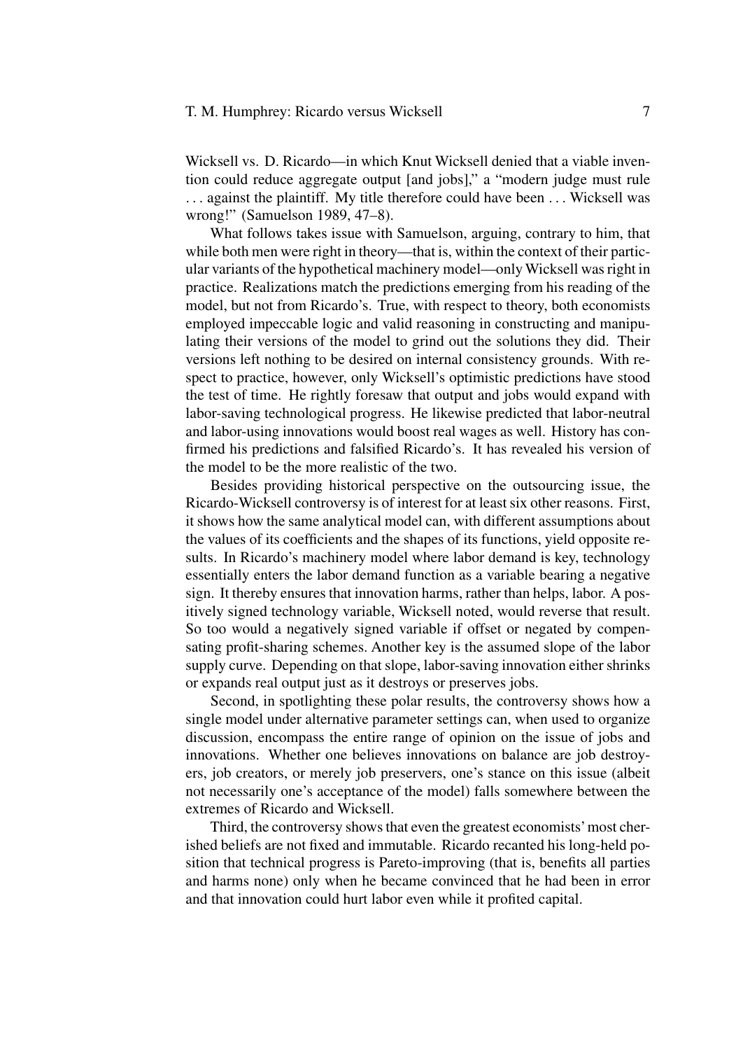Wicksell vs. D. Ricardo—in which Knut Wicksell denied that a viable invention could reduce aggregate output [and jobs]," a "modern judge must rule . . . against the plaintiff. My title therefore could have been . . . Wicksell was wrong!" (Samuelson 1989, 47–8).

What follows takes issue with Samuelson, arguing, contrary to him, that while both men were right in theory—that is, within the context of their particular variants of the hypothetical machinery model—only Wicksell was right in practice. Realizations match the predictions emerging from his reading of the model, but not from Ricardo's. True, with respect to theory, both economists employed impeccable logic and valid reasoning in constructing and manipulating their versions of the model to grind out the solutions they did. Their versions left nothing to be desired on internal consistency grounds. With respect to practice, however, only Wicksell's optimistic predictions have stood the test of time. He rightly foresaw that output and jobs would expand with labor-saving technological progress. He likewise predicted that labor-neutral and labor-using innovations would boost real wages as well. History has confirmed his predictions and falsified Ricardo's. It has revealed his version of the model to be the more realistic of the two.

Besides providing historical perspective on the outsourcing issue, the Ricardo-Wicksell controversy is of interest for at least six other reasons. First, it shows how the same analytical model can, with different assumptions about the values of its coefficients and the shapes of its functions, yield opposite results. In Ricardo's machinery model where labor demand is key, technology essentially enters the labor demand function as a variable bearing a negative sign. It thereby ensures that innovation harms, rather than helps, labor. A positively signed technology variable, Wicksell noted, would reverse that result. So too would a negatively signed variable if offset or negated by compensating profit-sharing schemes. Another key is the assumed slope of the labor supply curve. Depending on that slope, labor-saving innovation either shrinks or expands real output just as it destroys or preserves jobs.

Second, in spotlighting these polar results, the controversy shows how a single model under alternative parameter settings can, when used to organize discussion, encompass the entire range of opinion on the issue of jobs and innovations. Whether one believes innovations on balance are job destroyers, job creators, or merely job preservers, one's stance on this issue (albeit not necessarily one's acceptance of the model) falls somewhere between the extremes of Ricardo and Wicksell.

Third, the controversy shows that even the greatest economists' most cherished beliefs are not fixed and immutable. Ricardo recanted his long-held position that technical progress is Pareto-improving (that is, benefits all parties and harms none) only when he became convinced that he had been in error and that innovation could hurt labor even while it profited capital.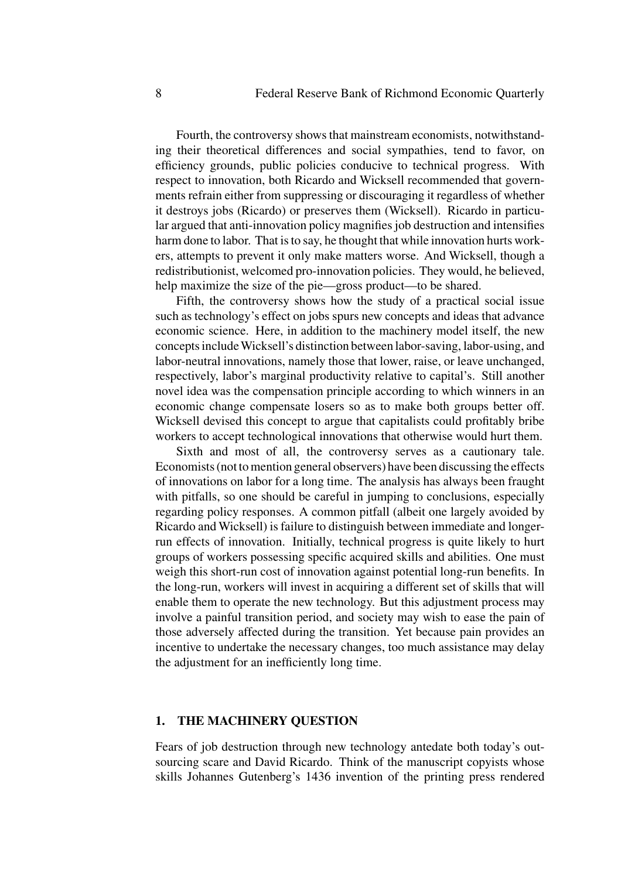Fourth, the controversy shows that mainstream economists, notwithstanding their theoretical differences and social sympathies, tend to favor, on efficiency grounds, public policies conducive to technical progress. With respect to innovation, both Ricardo and Wicksell recommended that governments refrain either from suppressing or discouraging it regardless of whether it destroys jobs (Ricardo) or preserves them (Wicksell). Ricardo in particular argued that anti-innovation policy magnifies job destruction and intensifies harm done to labor. That is to say, he thought that while innovation hurts workers, attempts to prevent it only make matters worse. And Wicksell, though a redistributionist, welcomed pro-innovation policies. They would, he believed, help maximize the size of the pie—gross product—to be shared.

Fifth, the controversy shows how the study of a practical social issue such as technology's effect on jobs spurs new concepts and ideas that advance economic science. Here, in addition to the machinery model itself, the new concepts include Wicksell's distinction between labor-saving, labor-using, and labor-neutral innovations, namely those that lower, raise, or leave unchanged, respectively, labor's marginal productivity relative to capital's. Still another novel idea was the compensation principle according to which winners in an economic change compensate losers so as to make both groups better off. Wicksell devised this concept to argue that capitalists could profitably bribe workers to accept technological innovations that otherwise would hurt them.

Sixth and most of all, the controversy serves as a cautionary tale. Economists (not to mention general observers) have been discussing the effects of innovations on labor for a long time. The analysis has always been fraught with pitfalls, so one should be careful in jumping to conclusions, especially regarding policy responses. A common pitfall (albeit one largely avoided by Ricardo and Wicksell) is failure to distinguish between immediate and longer-run effects of innovation. Initially, technical progress is quite likely to hurt groups of workers possessing specific acquired skills and abilities. One must weigh this short-run cost of innovation against potential long-run benefits. In the long-run, workers will invest in acquiring a different set of skills that will enable them to operate the new technology. But this adjustment process may involve a painful transition period, and society may wish to ease the pain of those adversely affected during the transition. Yet because pain provides an incentive to undertake the necessary changes, too much assistance may delay the adjustment for an inefficiently long time.

## 1. THE MACHINERY QUESTION

Fears of job destruction through new technology antedate both today's outsourcing scare and David Ricardo. Think of the manuscript copyists whose skills Johannes Gutenberg's 1436 invention of the printing press rendered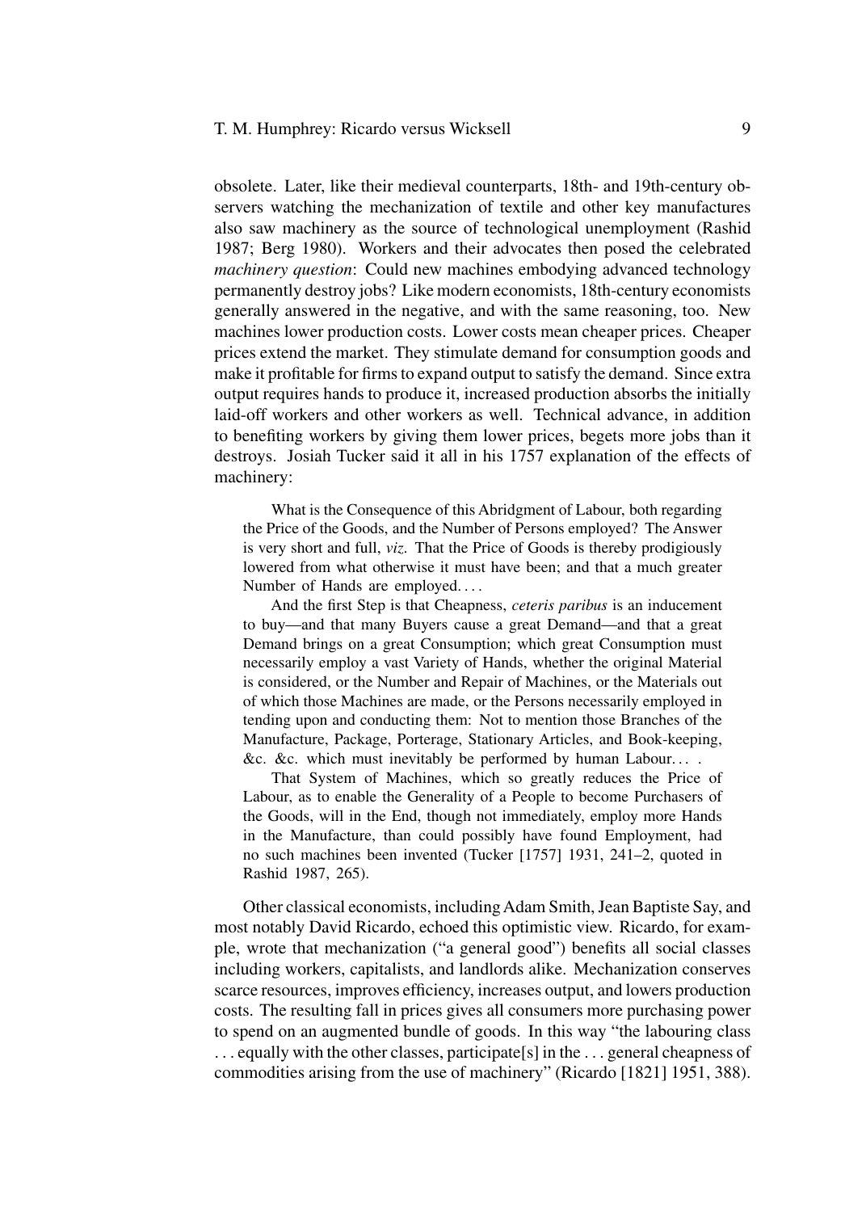obsolete. Later, like their medieval counterparts, 18th- and 19th-century observers watching the mechanization of textile and other key manufactures also saw machinery as the source of technological unemployment (Rashid 1987; Berg 1980). Workers and their advocates then posed the celebrated *machinery question*: Could new machines embodying advanced technology permanently destroy jobs? Like modern economists, 18th-century economists generally answered in the negative, and with the same reasoning, too. New machines lower production costs. Lower costs mean cheaper prices. Cheaper prices extend the market. They stimulate demand for consumption goods and make it profitable for firms to expand output to satisfy the demand. Since extra output requires hands to produce it, increased production absorbs the initially laid-off workers and other workers as well. Technical advance, in addition to benefiting workers by giving them lower prices, begets more jobs than it destroys. Josiah Tucker said it all in his 1757 explanation of the effects of machinery:

> What is the Consequence of this Abridgment of Labour, both regarding the Price of the Goods, and the Number of Persons employed? The Answer is very short and full, *viz*. That the Price of Goods is thereby prodigiously lowered from what otherwise it must have been; and that a much greater Number of Hands are employed. . . .
>
> And the first Step is that Cheapness, *ceteris paribus* is an inducement to buy—and that many Buyers cause a great Demand—and that a great Demand brings on a great Consumption; which great Consumption must necessarily employ a vast Variety of Hands, whether the original Material is considered, or the Number and Repair of Machines, or the Materials out of which those Machines are made, or the Persons necessarily employed in tending upon and conducting them: Not to mention those Branches of the Manufacture, Package, Porterage, Stationary Articles, and Book-keeping, &c. &c. which must inevitably be performed by human Labour. . . .
>
> That System of Machines, which so greatly reduces the Price of Labour, as to enable the Generality of a People to become Purchasers of the Goods, will in the End, though not immediately, employ more Hands in the Manufacture, than could possibly have found Employment, had no such machines been invented (Tucker [1757] 1931, 241–2, quoted in Rashid 1987, 265).

Other classical economists, including Adam Smith, Jean Baptiste Say, and most notably David Ricardo, echoed this optimistic view. Ricardo, for example, wrote that mechanization ("a general good") benefits all social classes including workers, capitalists, and landlords alike. Mechanization conserves scarce resources, improves efficiency, increases output, and lowers production costs. The resulting fall in prices gives all consumers more purchasing power to spend on an augmented bundle of goods. In this way "the labouring class . . . equally with the other classes, participate[s] in the . . . general cheapness of commodities arising from the use of machinery" (Ricardo [1821] 1951, 388).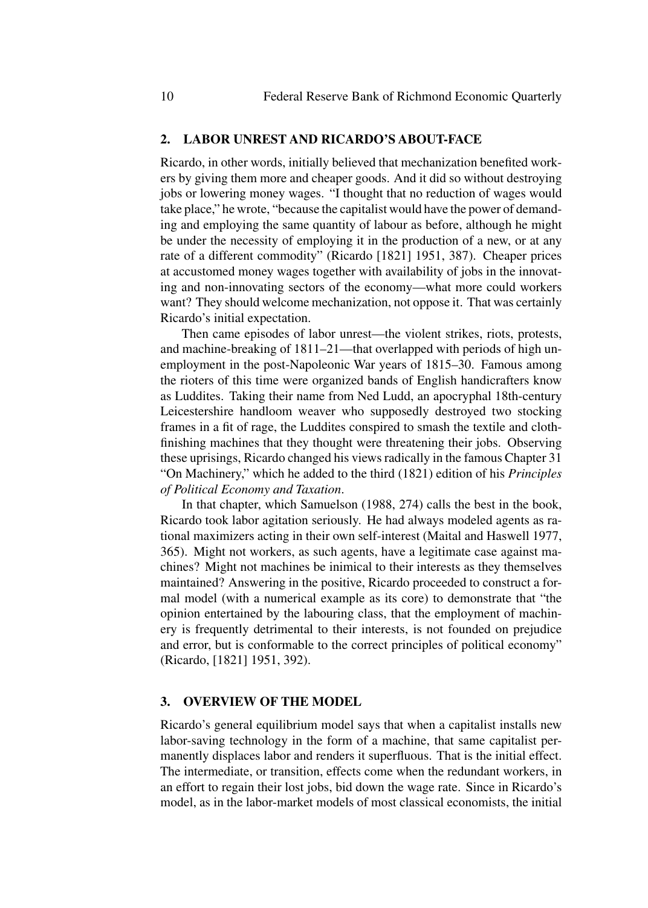## 2. LABOR UNREST AND RICARDO'S ABOUT-FACE

Ricardo, in other words, initially believed that mechanization benefited workers by giving them more and cheaper goods. And it did so without destroying jobs or lowering money wages. "I thought that no reduction of wages would take place," he wrote, "because the capitalist would have the power of demanding and employing the same quantity of labour as before, although he might be under the necessity of employing it in the production of a new, or at any rate of a different commodity" (Ricardo [1821] 1951, 387). Cheaper prices at accustomed money wages together with availability of jobs in the innovating and non-innovating sectors of the economy—what more could workers want? They should welcome mechanization, not oppose it. That was certainly Ricardo's initial expectation.

Then came episodes of labor unrest—the violent strikes, riots, protests, and machine-breaking of 1811–21—that overlapped with periods of high unemployment in the post-Napoleonic War years of 1815–30. Famous among the rioters of this time were organized bands of English handicrafters know as Luddites. Taking their name from Ned Ludd, an apocryphal 18th-century Leicestershire handloom weaver who supposedly destroyed two stocking frames in a fit of rage, the Luddites conspired to smash the textile and cloth-finishing machines that they thought were threatening their jobs. Observing these uprisings, Ricardo changed his views radically in the famous Chapter 31 "On Machinery," which he added to the third (1821) edition of his *Principles of Political Economy and Taxation*.

In that chapter, which Samuelson (1988, 274) calls the best in the book, Ricardo took labor agitation seriously. He had always modeled agents as rational maximizers acting in their own self-interest (Maital and Haswell 1977, 365). Might not workers, as such agents, have a legitimate case against machines? Might not machines be inimical to their interests as they themselves maintained? Answering in the positive, Ricardo proceeded to construct a formal model (with a numerical example as its core) to demonstrate that "the opinion entertained by the labouring class, that the employment of machinery is frequently detrimental to their interests, is not founded on prejudice and error, but is conformable to the correct principles of political economy" (Ricardo, [1821] 1951, 392).

## 3. OVERVIEW OF THE MODEL

Ricardo's general equilibrium model says that when a capitalist installs new labor-saving technology in the form of a machine, that same capitalist permanently displaces labor and renders it superfluous. That is the initial effect. The intermediate, or transition, effects come when the redundant workers, in an effort to regain their lost jobs, bid down the wage rate. Since in Ricardo's model, as in the labor-market models of most classical economists, the initial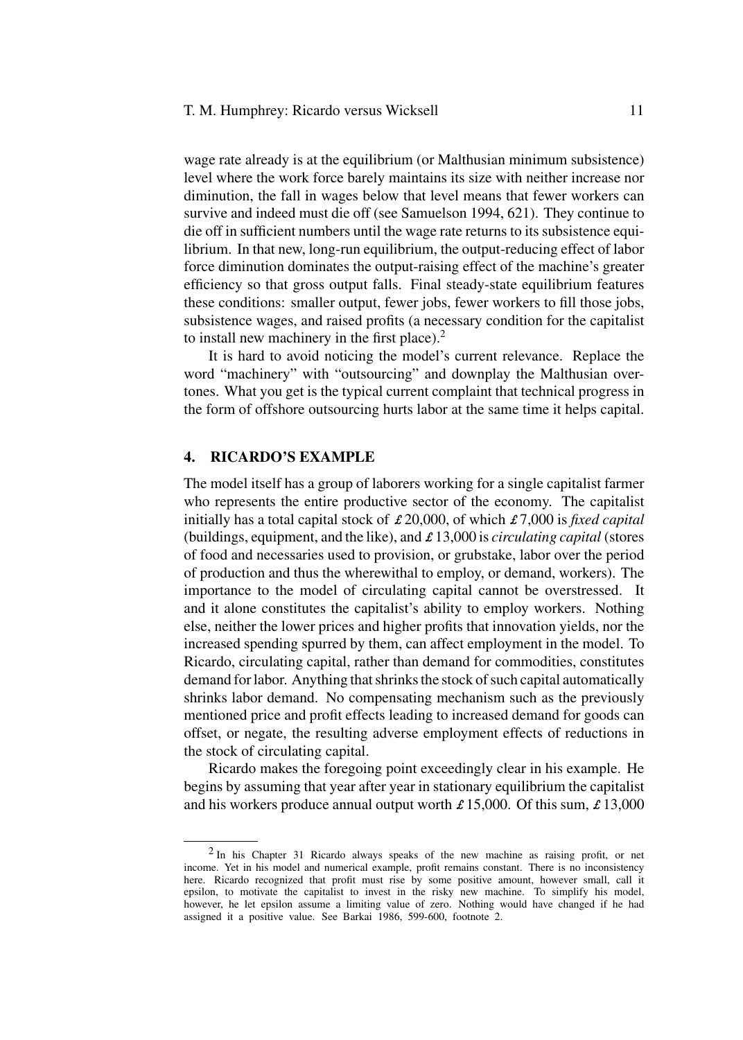wage rate already is at the equilibrium (or Malthusian minimum subsistence) level where the work force barely maintains its size with neither increase nor diminution, the fall in wages below that level means that fewer workers can survive and indeed must die off (see Samuelson 1994, 621). They continue to die off in sufficient numbers until the wage rate returns to its subsistence equilibrium. In that new, long-run equilibrium, the output-reducing effect of labor force diminution dominates the output-raising effect of the machine's greater efficiency so that gross output falls. Final steady-state equilibrium features these conditions: smaller output, fewer jobs, fewer workers to fill those jobs, subsistence wages, and raised profits (a necessary condition for the capitalist to install new machinery in the first place).[2]

It is hard to avoid noticing the model's current relevance. Replace the word "machinery" with "outsourcing" and downplay the Malthusian overtones. What you get is the typical current complaint that technical progress in the form of offshore outsourcing hurts labor at the same time it helps capital.

## 4. RICARDO'S EXAMPLE

The model itself has a group of laborers working for a single capitalist farmer who represents the entire productive sector of the economy. The capitalist initially has a total capital stock of £20,000, of which £7,000 is *fixed capital* (buildings, equipment, and the like), and £13,000 is *circulating capital* (stores of food and necessaries used to provision, or grubstake, labor over the period of production and thus the wherewithal to employ, or demand, workers). The importance to the model of circulating capital cannot be overstressed. It and it alone constitutes the capitalist's ability to employ workers. Nothing else, neither the lower prices and higher profits that innovation yields, nor the increased spending spurred by them, can affect employment in the model. To Ricardo, circulating capital, rather than demand for commodities, constitutes demand for labor. Anything that shrinks the stock of such capital automatically shrinks labor demand. No compensating mechanism such as the previously mentioned price and profit effects leading to increased demand for goods can offset, or negate, the resulting adverse employment effects of reductions in the stock of circulating capital.

Ricardo makes the foregoing point exceedingly clear in his example. He begins by assuming that year after year in stationary equilibrium the capitalist and his workers produce annual output worth £15,000. Of this sum, £13,000

---

[2] In his Chapter 31 Ricardo always speaks of the new machine as raising profit, or net income. Yet in his model and numerical example, profit remains constant. There is no inconsistency here. Ricardo recognized that profit must rise by some positive amount, however small, call it epsilon, to motivate the capitalist to invest in the risky new machine. To simplify his model, however, he let epsilon assume a limiting value of zero. Nothing would have changed if he had assigned it a positive value. See Barkai 1986, 599-600, footnote 2.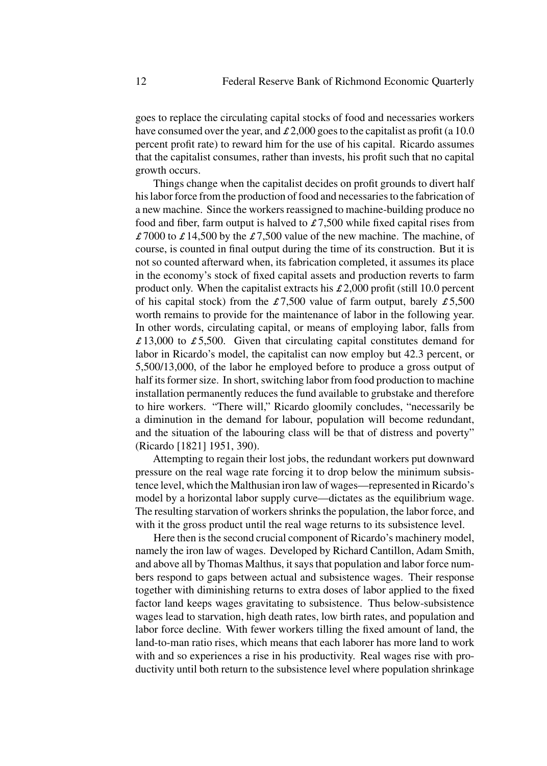goes to replace the circulating capital stocks of food and necessaries workers have consumed over the year, and £2,000 goes to the capitalist as profit (a 10.0 percent profit rate) to reward him for the use of his capital. Ricardo assumes that the capitalist consumes, rather than invests, his profit such that no capital growth occurs.

Things change when the capitalist decides on profit grounds to divert half his labor force from the production of food and necessaries to the fabrication of a new machine. Since the workers reassigned to machine-building produce no food and fiber, farm output is halved to £7,500 while fixed capital rises from £7000 to £14,500 by the £7,500 value of the new machine. The machine, of course, is counted in final output during the time of its construction. But it is not so counted afterward when, its fabrication completed, it assumes its place in the economy's stock of fixed capital assets and production reverts to farm product only. When the capitalist extracts his £2,000 profit (still 10.0 percent of his capital stock) from the £7,500 value of farm output, barely £5,500 worth remains to provide for the maintenance of labor in the following year. In other words, circulating capital, or means of employing labor, falls from £13,000 to £5,500. Given that circulating capital constitutes demand for labor in Ricardo's model, the capitalist can now employ but 42.3 percent, or 5,500/13,000, of the labor he employed before to produce a gross output of half its former size. In short, switching labor from food production to machine installation permanently reduces the fund available to grubstake and therefore to hire workers. "There will," Ricardo gloomily concludes, "necessarily be a diminution in the demand for labour, population will become redundant, and the situation of the labouring class will be that of distress and poverty" (Ricardo [1821] 1951, 390).

Attempting to regain their lost jobs, the redundant workers put downward pressure on the real wage rate forcing it to drop below the minimum subsistence level, which the Malthusian iron law of wages—represented in Ricardo's model by a horizontal labor supply curve—dictates as the equilibrium wage. The resulting starvation of workers shrinks the population, the labor force, and with it the gross product until the real wage returns to its subsistence level.

Here then is the second crucial component of Ricardo's machinery model, namely the iron law of wages. Developed by Richard Cantillon, Adam Smith, and above all by Thomas Malthus, it says that population and labor force numbers respond to gaps between actual and subsistence wages. Their response together with diminishing returns to extra doses of labor applied to the fixed factor land keeps wages gravitating to subsistence. Thus below-subsistence wages lead to starvation, high death rates, low birth rates, and population and labor force decline. With fewer workers tilling the fixed amount of land, the land-to-man ratio rises, which means that each laborer has more land to work with and so experiences a rise in his productivity. Real wages rise with productivity until both return to the subsistence level where population shrinkage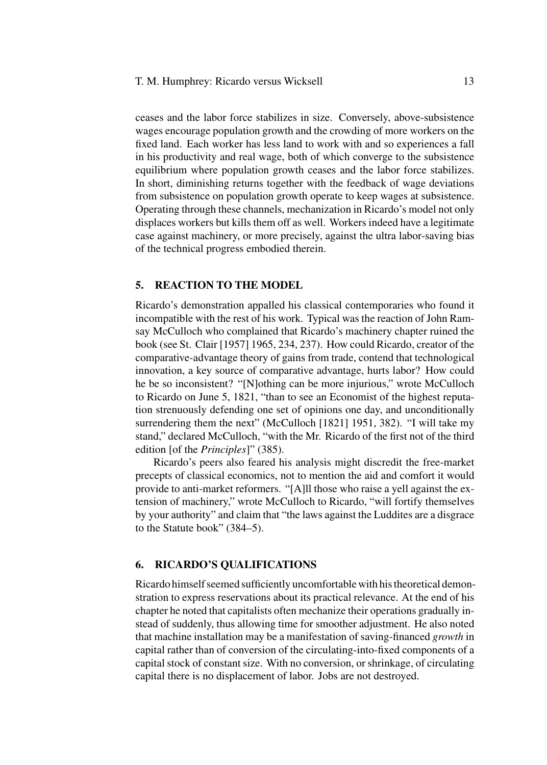ceases and the labor force stabilizes in size. Conversely, above-subsistence wages encourage population growth and the crowding of more workers on the fixed land. Each worker has less land to work with and so experiences a fall in his productivity and real wage, both of which converge to the subsistence equilibrium where population growth ceases and the labor force stabilizes. In short, diminishing returns together with the feedback of wage deviations from subsistence on population growth operate to keep wages at subsistence. Operating through these channels, mechanization in Ricardo's model not only displaces workers but kills them off as well. Workers indeed have a legitimate case against machinery, or more precisely, against the ultra labor-saving bias of the technical progress embodied therein.

## 5. REACTION TO THE MODEL

Ricardo's demonstration appalled his classical contemporaries who found it incompatible with the rest of his work. Typical was the reaction of John Ramsay McCulloch who complained that Ricardo's machinery chapter ruined the book (see St. Clair [1957] 1965, 234, 237). How could Ricardo, creator of the comparative-advantage theory of gains from trade, contend that technological innovation, a key source of comparative advantage, hurts labor? How could he be so inconsistent? "[N]othing can be more injurious," wrote McCulloch to Ricardo on June 5, 1821, "than to see an Economist of the highest reputation strenuously defending one set of opinions one day, and unconditionally surrendering them the next" (McCulloch [1821] 1951, 382). "I will take my stand," declared McCulloch, "with the Mr. Ricardo of the first not of the third edition [of the *Principles*]" (385).

Ricardo's peers also feared his analysis might discredit the free-market precepts of classical economics, not to mention the aid and comfort it would provide to anti-market reformers. "[A]ll those who raise a yell against the extension of machinery," wrote McCulloch to Ricardo, "will fortify themselves by your authority" and claim that "the laws against the Luddites are a disgrace to the Statute book" (384–5).

## 6. RICARDO'S QUALIFICATIONS

Ricardo himself seemed sufficiently uncomfortable with his theoretical demonstration to express reservations about its practical relevance. At the end of his chapter he noted that capitalists often mechanize their operations gradually instead of suddenly, thus allowing time for smoother adjustment. He also noted that machine installation may be a manifestation of saving-financed *growth* in capital rather than of conversion of the circulating-into-fixed components of a capital stock of constant size. With no conversion, or shrinkage, of circulating capital there is no displacement of labor. Jobs are not destroyed.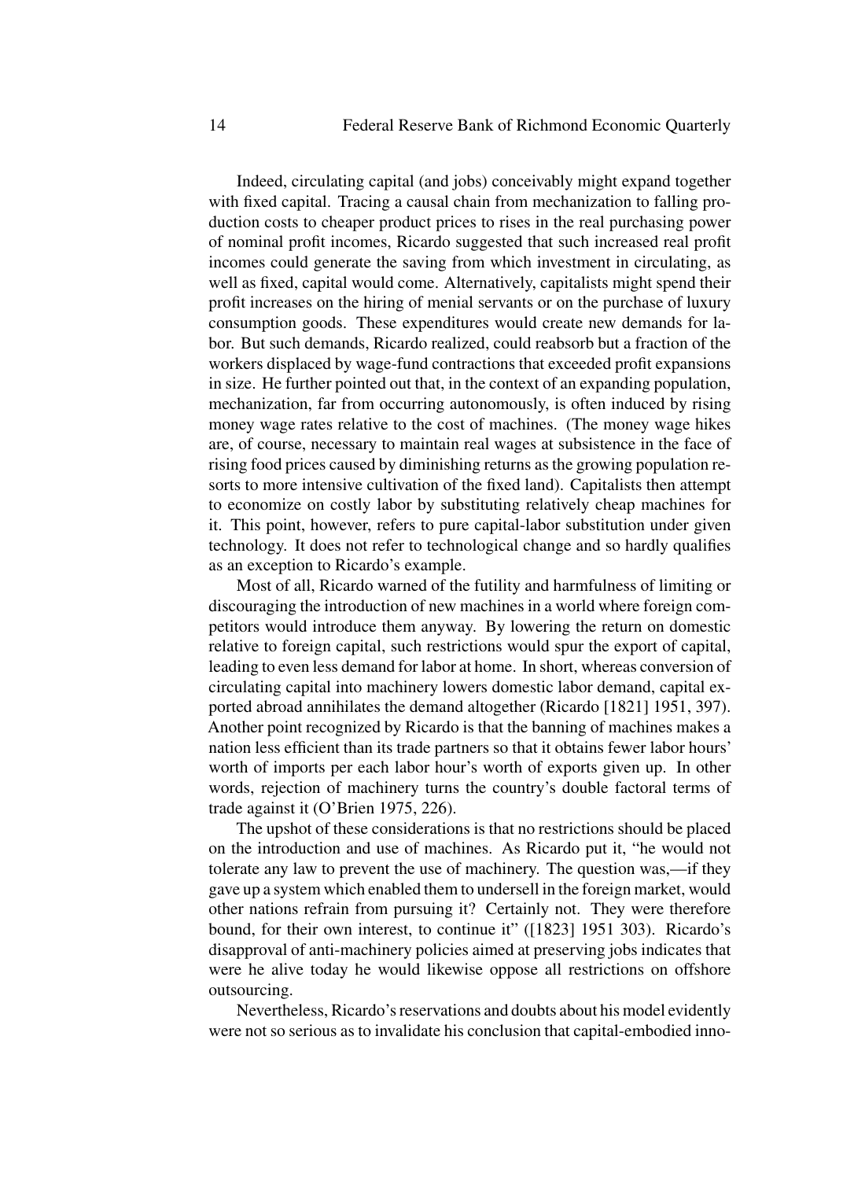Indeed, circulating capital (and jobs) conceivably might expand together with fixed capital. Tracing a causal chain from mechanization to falling production costs to cheaper product prices to rises in the real purchasing power of nominal profit incomes, Ricardo suggested that such increased real profit incomes could generate the saving from which investment in circulating, as well as fixed, capital would come. Alternatively, capitalists might spend their profit increases on the hiring of menial servants or on the purchase of luxury consumption goods. These expenditures would create new demands for labor. But such demands, Ricardo realized, could reabsorb but a fraction of the workers displaced by wage-fund contractions that exceeded profit expansions in size. He further pointed out that, in the context of an expanding population, mechanization, far from occurring autonomously, is often induced by rising money wage rates relative to the cost of machines. (The money wage hikes are, of course, necessary to maintain real wages at subsistence in the face of rising food prices caused by diminishing returns as the growing population resorts to more intensive cultivation of the fixed land). Capitalists then attempt to economize on costly labor by substituting relatively cheap machines for it. This point, however, refers to pure capital-labor substitution under given technology. It does not refer to technological change and so hardly qualifies as an exception to Ricardo's example.

Most of all, Ricardo warned of the futility and harmfulness of limiting or discouraging the introduction of new machines in a world where foreign competitors would introduce them anyway. By lowering the return on domestic relative to foreign capital, such restrictions would spur the export of capital, leading to even less demand for labor at home. In short, whereas conversion of circulating capital into machinery lowers domestic labor demand, capital exported abroad annihilates the demand altogether (Ricardo [1821] 1951, 397). Another point recognized by Ricardo is that the banning of machines makes a nation less efficient than its trade partners so that it obtains fewer labor hours' worth of imports per each labor hour's worth of exports given up. In other words, rejection of machinery turns the country's double factoral terms of trade against it (O'Brien 1975, 226).

The upshot of these considerations is that no restrictions should be placed on the introduction and use of machines. As Ricardo put it, "he would not tolerate any law to prevent the use of machinery. The question was,—if they gave up a system which enabled them to undersell in the foreign market, would other nations refrain from pursuing it? Certainly not. They were therefore bound, for their own interest, to continue it" ([1823] 1951 303). Ricardo's disapproval of anti-machinery policies aimed at preserving jobs indicates that were he alive today he would likewise oppose all restrictions on offshore outsourcing.

Nevertheless, Ricardo's reservations and doubts about his model evidently were not so serious as to invalidate his conclusion that capital-embodied inno-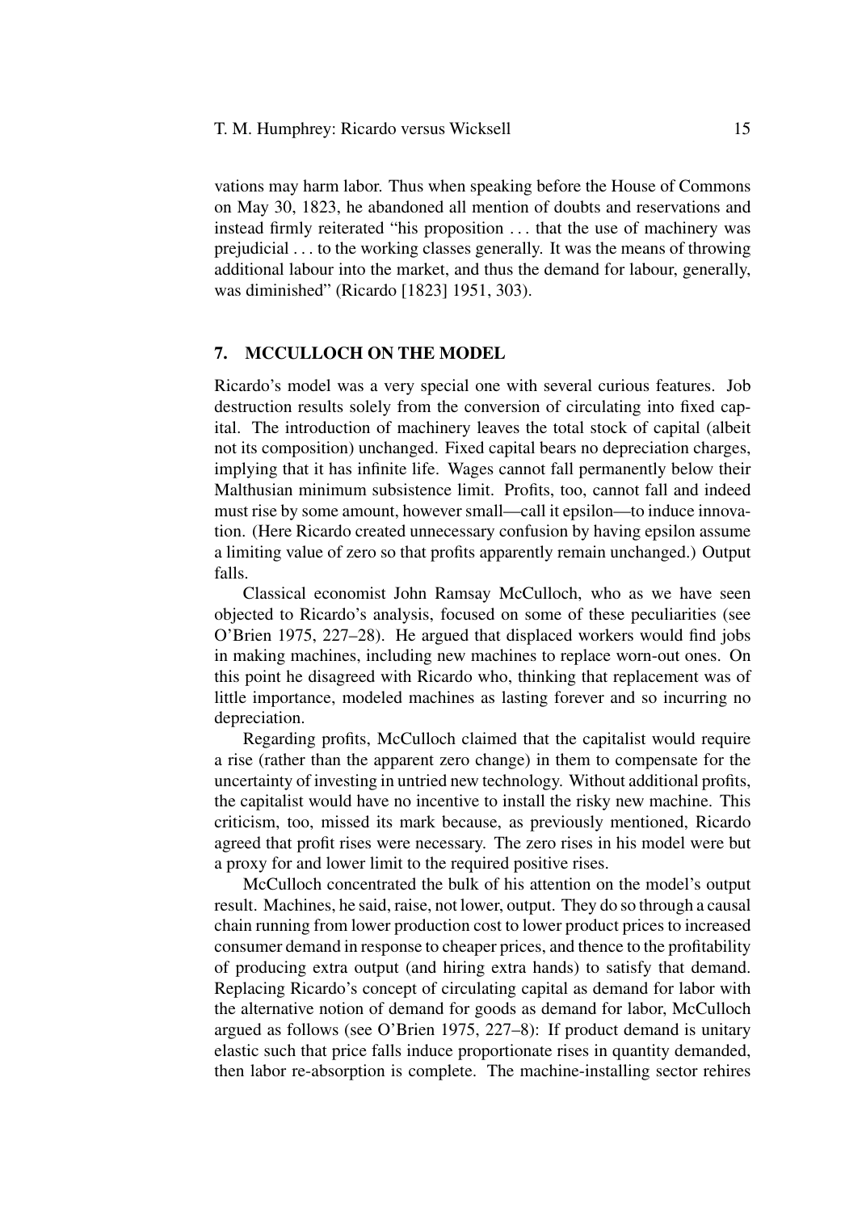vations may harm labor. Thus when speaking before the House of Commons on May 30, 1823, he abandoned all mention of doubts and reservations and instead firmly reiterated "his proposition . . . that the use of machinery was prejudicial . . . to the working classes generally. It was the means of throwing additional labour into the market, and thus the demand for labour, generally, was diminished" (Ricardo [1823] 1951, 303).

## 7. MCCULLOCH ON THE MODEL

Ricardo's model was a very special one with several curious features. Job destruction results solely from the conversion of circulating into fixed capital. The introduction of machinery leaves the total stock of capital (albeit not its composition) unchanged. Fixed capital bears no depreciation charges, implying that it has infinite life. Wages cannot fall permanently below their Malthusian minimum subsistence limit. Profits, too, cannot fall and indeed must rise by some amount, however small—call it epsilon—to induce innovation. (Here Ricardo created unnecessary confusion by having epsilon assume a limiting value of zero so that profits apparently remain unchanged.) Output falls.

Classical economist John Ramsay McCulloch, who as we have seen objected to Ricardo's analysis, focused on some of these peculiarities (see O'Brien 1975, 227–28). He argued that displaced workers would find jobs in making machines, including new machines to replace worn-out ones. On this point he disagreed with Ricardo who, thinking that replacement was of little importance, modeled machines as lasting forever and so incurring no depreciation.

Regarding profits, McCulloch claimed that the capitalist would require a rise (rather than the apparent zero change) in them to compensate for the uncertainty of investing in untried new technology. Without additional profits, the capitalist would have no incentive to install the risky new machine. This criticism, too, missed its mark because, as previously mentioned, Ricardo agreed that profit rises were necessary. The zero rises in his model were but a proxy for and lower limit to the required positive rises.

McCulloch concentrated the bulk of his attention on the model's output result. Machines, he said, raise, not lower, output. They do so through a causal chain running from lower production cost to lower product prices to increased consumer demand in response to cheaper prices, and thence to the profitability of producing extra output (and hiring extra hands) to satisfy that demand. Replacing Ricardo's concept of circulating capital as demand for labor with the alternative notion of demand for goods as demand for labor, McCulloch argued as follows (see O'Brien 1975, 227–8): If product demand is unitary elastic such that price falls induce proportionate rises in quantity demanded, then labor re-absorption is complete. The machine-installing sector rehires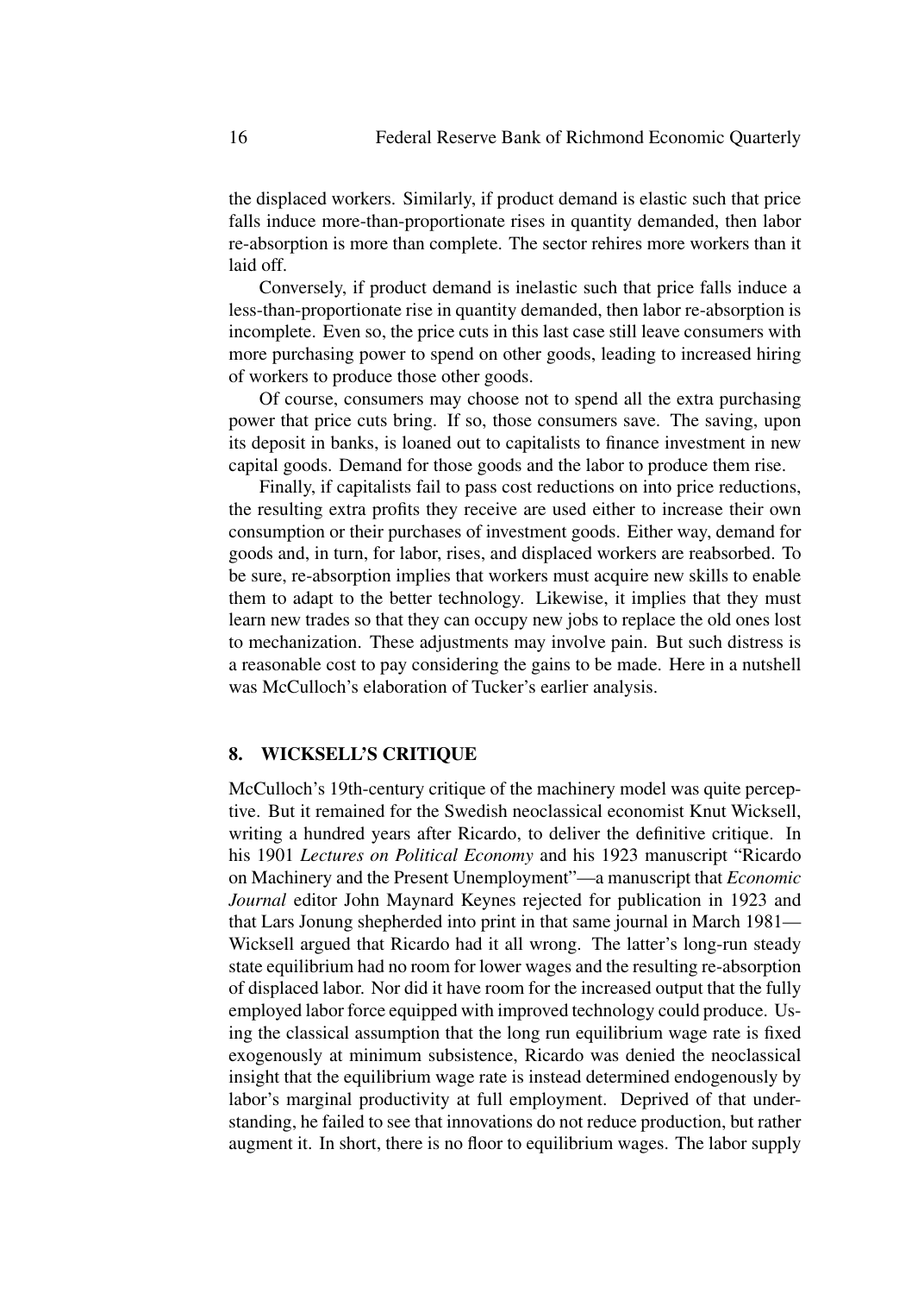the displaced workers. Similarly, if product demand is elastic such that price falls induce more-than-proportionate rises in quantity demanded, then labor re-absorption is more than complete. The sector rehires more workers than it laid off.

Conversely, if product demand is inelastic such that price falls induce a less-than-proportionate rise in quantity demanded, then labor re-absorption is incomplete. Even so, the price cuts in this last case still leave consumers with more purchasing power to spend on other goods, leading to increased hiring of workers to produce those other goods.

Of course, consumers may choose not to spend all the extra purchasing power that price cuts bring. If so, those consumers save. The saving, upon its deposit in banks, is loaned out to capitalists to finance investment in new capital goods. Demand for those goods and the labor to produce them rise.

Finally, if capitalists fail to pass cost reductions on into price reductions, the resulting extra profits they receive are used either to increase their own consumption or their purchases of investment goods. Either way, demand for goods and, in turn, for labor, rises, and displaced workers are reabsorbed. To be sure, re-absorption implies that workers must acquire new skills to enable them to adapt to the better technology. Likewise, it implies that they must learn new trades so that they can occupy new jobs to replace the old ones lost to mechanization. These adjustments may involve pain. But such distress is a reasonable cost to pay considering the gains to be made. Here in a nutshell was McCulloch's elaboration of Tucker's earlier analysis.

## 8. WICKSELL'S CRITIQUE

McCulloch's 19th-century critique of the machinery model was quite perceptive. But it remained for the Swedish neoclassical economist Knut Wicksell, writing a hundred years after Ricardo, to deliver the definitive critique. In his 1901 *Lectures on Political Economy* and his 1923 manuscript "Ricardo on Machinery and the Present Unemployment"—a manuscript that *Economic Journal* editor John Maynard Keynes rejected for publication in 1923 and that Lars Jonung shepherded into print in that same journal in March 1981—Wicksell argued that Ricardo had it all wrong. The latter's long-run steady state equilibrium had no room for lower wages and the resulting re-absorption of displaced labor. Nor did it have room for the increased output that the fully employed labor force equipped with improved technology could produce. Using the classical assumption that the long run equilibrium wage rate is fixed exogenously at minimum subsistence, Ricardo was denied the neoclassical insight that the equilibrium wage rate is instead determined endogenously by labor's marginal productivity at full employment. Deprived of that understanding, he failed to see that innovations do not reduce production, but rather augment it. In short, there is no floor to equilibrium wages. The labor supply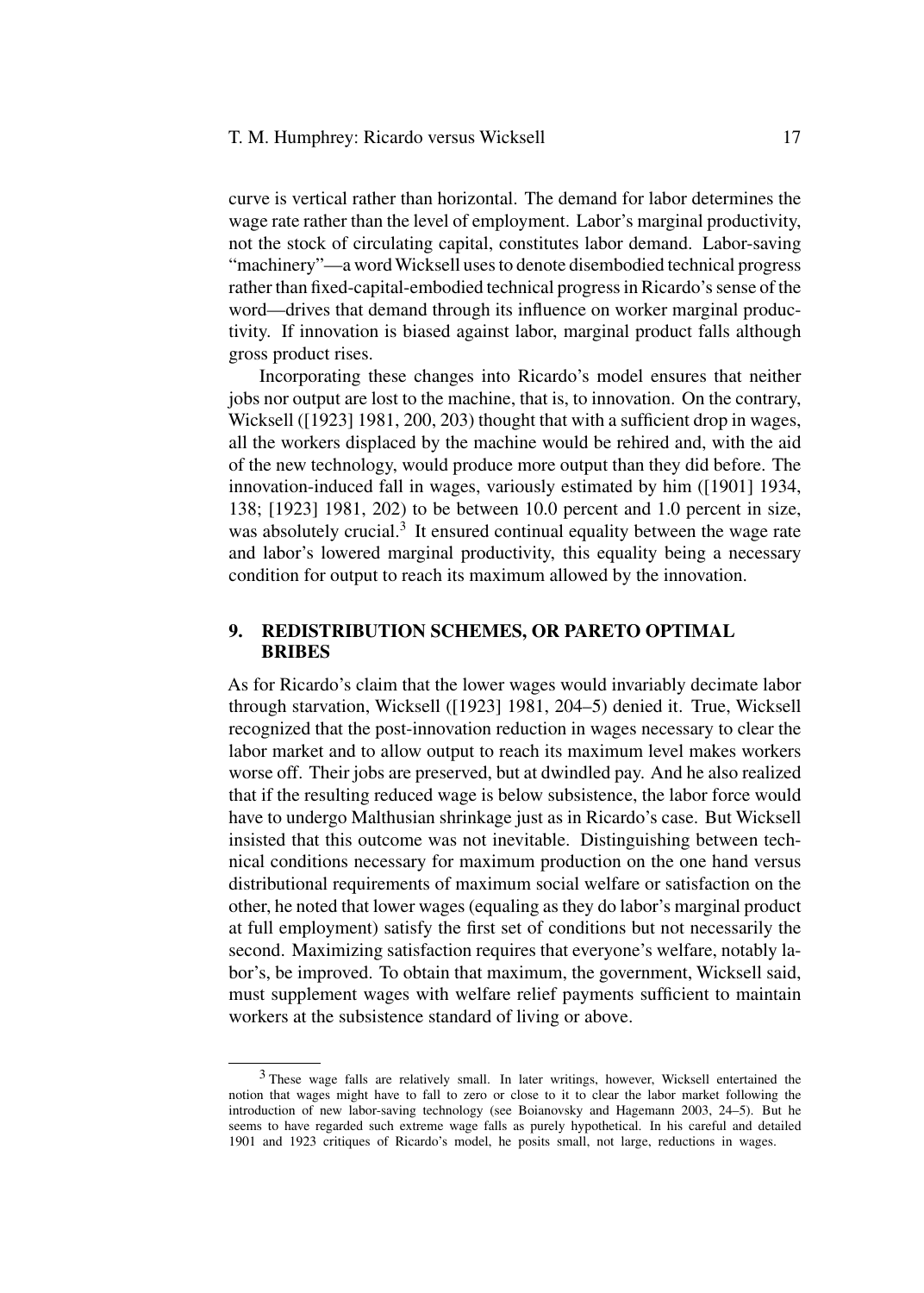curve is vertical rather than horizontal. The demand for labor determines the wage rate rather than the level of employment. Labor's marginal productivity, not the stock of circulating capital, constitutes labor demand. Labor-saving "machinery"—a word Wicksell uses to denote disembodied technical progress rather than fixed-capital-embodied technical progress in Ricardo's sense of the word—drives that demand through its influence on worker marginal productivity. If innovation is biased against labor, marginal product falls although gross product rises.

Incorporating these changes into Ricardo's model ensures that neither jobs nor output are lost to the machine, that is, to innovation. On the contrary, Wicksell ([1923] 1981, 200, 203) thought that with a sufficient drop in wages, all the workers displaced by the machine would be rehired and, with the aid of the new technology, would produce more output than they did before. The innovation-induced fall in wages, variously estimated by him ([1901] 1934, 138; [1923] 1981, 202) to be between 10.0 percent and 1.0 percent in size, was absolutely crucial.[3] It ensured continual equality between the wage rate and labor's lowered marginal productivity, this equality being a necessary condition for output to reach its maximum allowed by the innovation.

## 9. REDISTRIBUTION SCHEMES, OR PARETO OPTIMAL BRIBES

As for Ricardo's claim that the lower wages would invariably decimate labor through starvation, Wicksell ([1923] 1981, 204–5) denied it. True, Wicksell recognized that the post-innovation reduction in wages necessary to clear the labor market and to allow output to reach its maximum level makes workers worse off. Their jobs are preserved, but at dwindled pay. And he also realized that if the resulting reduced wage is below subsistence, the labor force would have to undergo Malthusian shrinkage just as in Ricardo's case. But Wicksell insisted that this outcome was not inevitable. Distinguishing between technical conditions necessary for maximum production on the one hand versus distributional requirements of maximum social welfare or satisfaction on the other, he noted that lower wages (equaling as they do labor's marginal product at full employment) satisfy the first set of conditions but not necessarily the second. Maximizing satisfaction requires that everyone's welfare, notably labor's, be improved. To obtain that maximum, the government, Wicksell said, must supplement wages with welfare relief payments sufficient to maintain workers at the subsistence standard of living or above.

[3] These wage falls are relatively small. In later writings, however, Wicksell entertained the notion that wages might have to fall to zero or close to it to clear the labor market following the introduction of new labor-saving technology (see Boianovsky and Hagemann 2003, 24–5). But he seems to have regarded such extreme wage falls as purely hypothetical. In his careful and detailed 1901 and 1923 critiques of Ricardo's model, he posits small, not large, reductions in wages.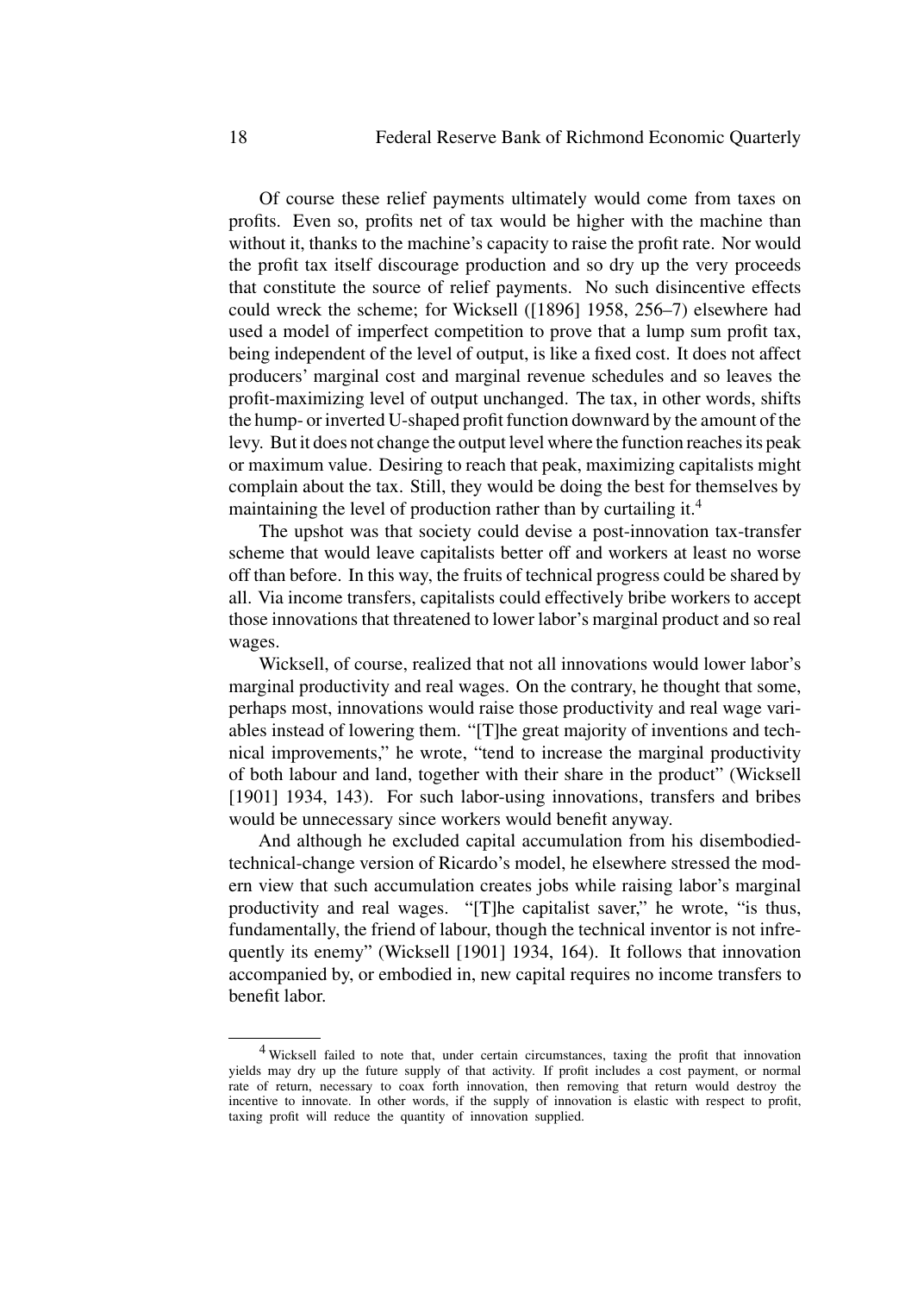Of course these relief payments ultimately would come from taxes on profits. Even so, profits net of tax would be higher with the machine than without it, thanks to the machine's capacity to raise the profit rate. Nor would the profit tax itself discourage production and so dry up the very proceeds that constitute the source of relief payments. No such disincentive effects could wreck the scheme; for Wicksell ([1896] 1958, 256–7) elsewhere had used a model of imperfect competition to prove that a lump sum profit tax, being independent of the level of output, is like a fixed cost. It does not affect producers' marginal cost and marginal revenue schedules and so leaves the profit-maximizing level of output unchanged. The tax, in other words, shifts the hump- or inverted U-shaped profit function downward by the amount of the levy. But it does not change the output level where the function reaches its peak or maximum value. Desiring to reach that peak, maximizing capitalists might complain about the tax. Still, they would be doing the best for themselves by maintaining the level of production rather than by curtailing it.[4]

The upshot was that society could devise a post-innovation tax-transfer scheme that would leave capitalists better off and workers at least no worse off than before. In this way, the fruits of technical progress could be shared by all. Via income transfers, capitalists could effectively bribe workers to accept those innovations that threatened to lower labor's marginal product and so real wages.

Wicksell, of course, realized that not all innovations would lower labor's marginal productivity and real wages. On the contrary, he thought that some, perhaps most, innovations would raise those productivity and real wage variables instead of lowering them. "[T]he great majority of inventions and technical improvements," he wrote, "tend to increase the marginal productivity of both labour and land, together with their share in the product" (Wicksell [1901] 1934, 143). For such labor-using innovations, transfers and bribes would be unnecessary since workers would benefit anyway.

And although he excluded capital accumulation from his disembodied-technical-change version of Ricardo's model, he elsewhere stressed the modern view that such accumulation creates jobs while raising labor's marginal productivity and real wages. "[T]he capitalist saver," he wrote, "is thus, fundamentally, the friend of labour, though the technical inventor is not infrequently its enemy" (Wicksell [1901] 1934, 164). It follows that innovation accompanied by, or embodied in, new capital requires no income transfers to benefit labor.

---

[4] Wicksell failed to note that, under certain circumstances, taxing the profit that innovation yields may dry up the future supply of that activity. If profit includes a cost payment, or normal rate of return, necessary to coax forth innovation, then removing that return would destroy the incentive to innovate. In other words, if the supply of innovation is elastic with respect to profit, taxing profit will reduce the quantity of innovation supplied.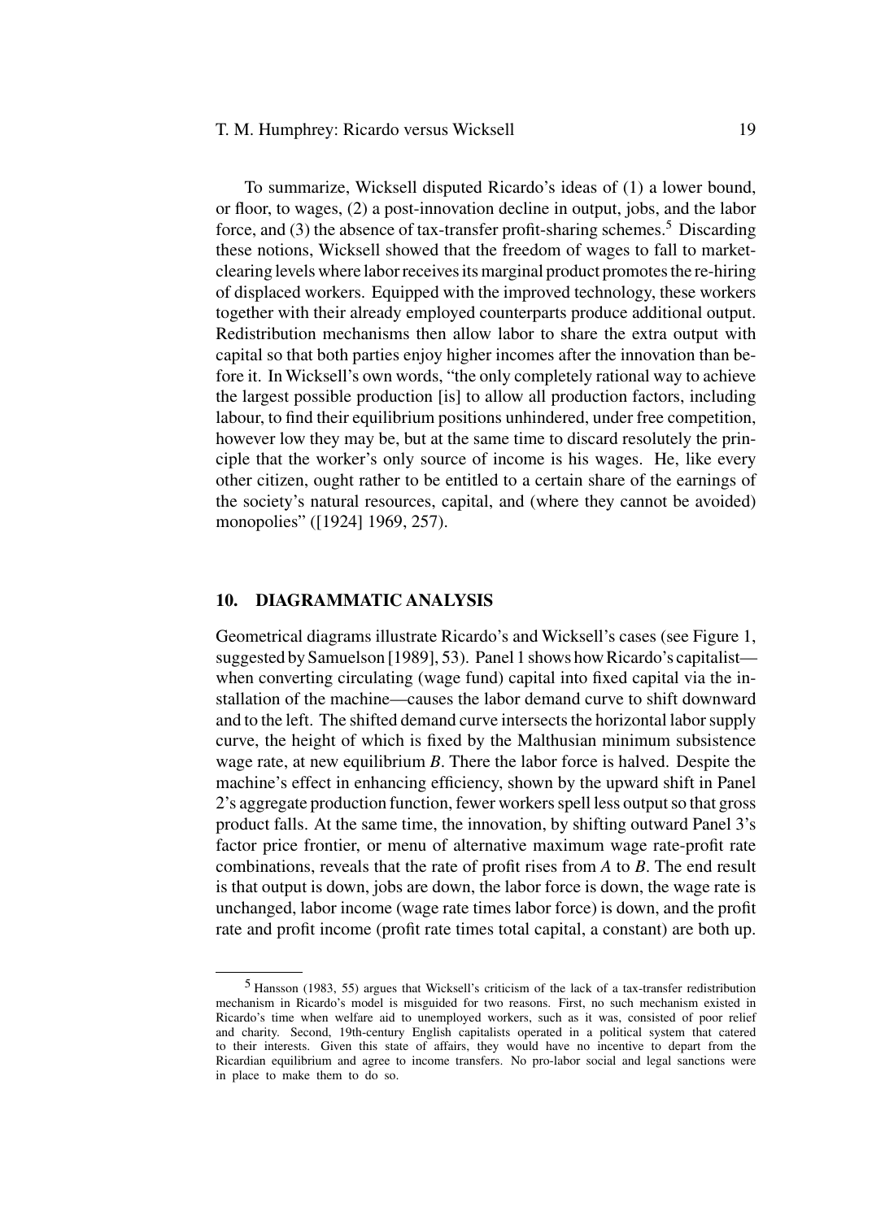To summarize, Wicksell disputed Ricardo's ideas of (1) a lower bound, or floor, to wages, (2) a post-innovation decline in output, jobs, and the labor force, and (3) the absence of tax-transfer profit-sharing schemes.[5] Discarding these notions, Wicksell showed that the freedom of wages to fall to market-clearing levels where labor receives its marginal product promotes the re-hiring of displaced workers. Equipped with the improved technology, these workers together with their already employed counterparts produce additional output. Redistribution mechanisms then allow labor to share the extra output with capital so that both parties enjoy higher incomes after the innovation than before it. In Wicksell's own words, "the only completely rational way to achieve the largest possible production [is] to allow all production factors, including labour, to find their equilibrium positions unhindered, under free competition, however low they may be, but at the same time to discard resolutely the principle that the worker's only source of income is his wages. He, like every other citizen, ought rather to be entitled to a certain share of the earnings of the society's natural resources, capital, and (where they cannot be avoided) monopolies" ([1924] 1969, 257).

## 10. DIAGRAMMATIC ANALYSIS

Geometrical diagrams illustrate Ricardo's and Wicksell's cases (see Figure 1, suggested by Samuelson [1989], 53). Panel 1 shows how Ricardo's capitalist—when converting circulating (wage fund) capital into fixed capital via the installation of the machine—causes the labor demand curve to shift downward and to the left. The shifted demand curve intersects the horizontal labor supply curve, the height of which is fixed by the Malthusian minimum subsistence wage rate, at new equilibrium *B*. There the labor force is halved. Despite the machine's effect in enhancing efficiency, shown by the upward shift in Panel 2's aggregate production function, fewer workers spell less output so that gross product falls. At the same time, the innovation, by shifting outward Panel 3's factor price frontier, or menu of alternative maximum wage rate-profit rate combinations, reveals that the rate of profit rises from *A* to *B*. The end result is that output is down, jobs are down, the labor force is down, the wage rate is unchanged, labor income (wage rate times labor force) is down, and the profit rate and profit income (profit rate times total capital, a constant) are both up.

[5] Hansson (1983, 55) argues that Wicksell's criticism of the lack of a tax-transfer redistribution mechanism in Ricardo's model is misguided for two reasons. First, no such mechanism existed in Ricardo's time when welfare aid to unemployed workers, such as it was, consisted of poor relief and charity. Second, 19th-century English capitalists operated in a political system that catered to their interests. Given this state of affairs, they would have no incentive to depart from the Ricardian equilibrium and agree to income transfers. No pro-labor social and legal sanctions were in place to make them to do so.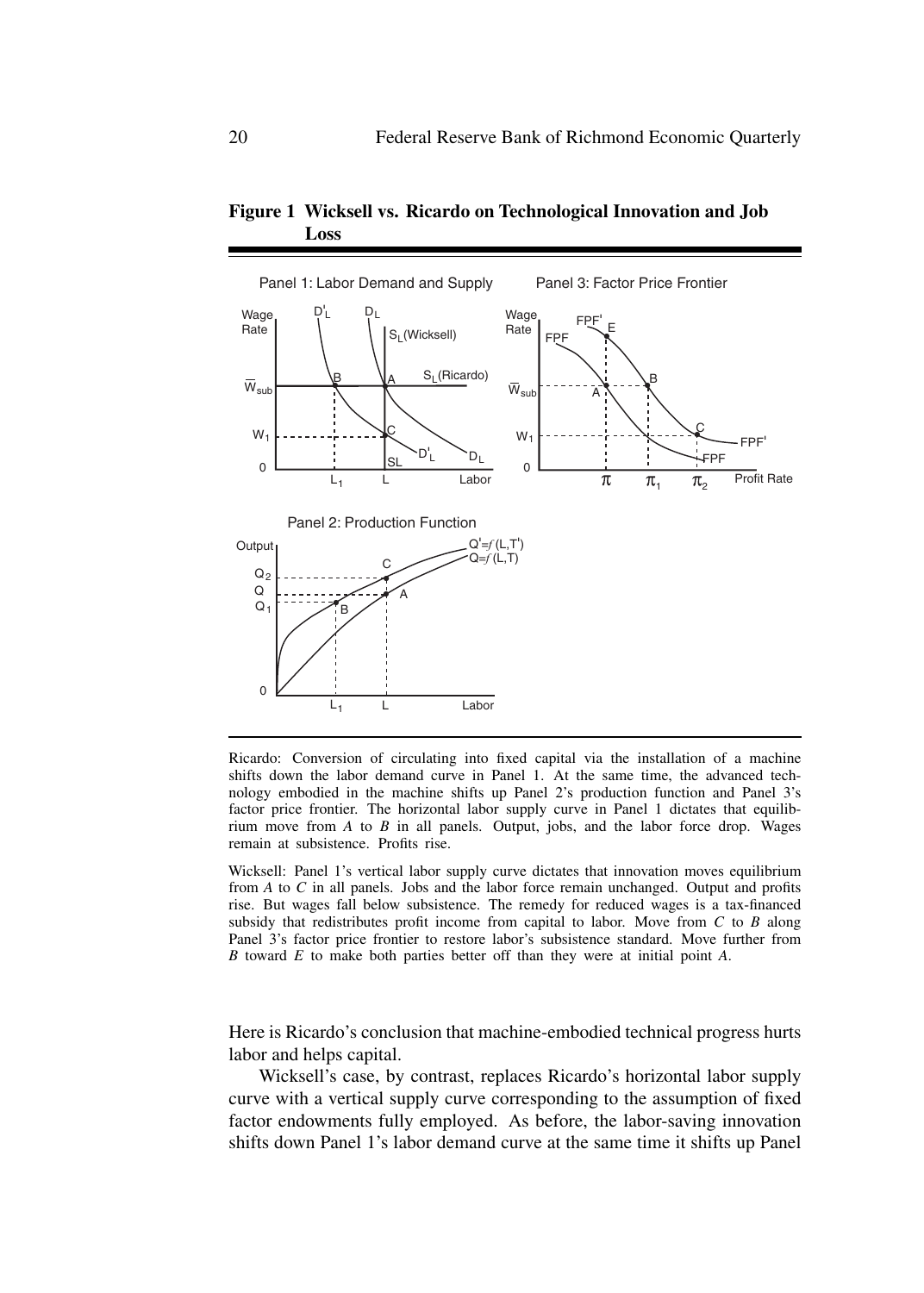**Figure 1 Wicksell vs. Ricardo on Technological Innovation and Job Loss**

Ricardo: Conversion of circulating into fixed capital via the installation of a machine shifts down the labor demand curve in Panel 1. At the same time, the advanced technology embodied in the machine shifts up Panel 2's production function and Panel 3's factor price frontier. The horizontal labor supply curve in Panel 1 dictates that equilibrium move from *A* to *B* in all panels. Output, jobs, and the labor force drop. Wages remain at subsistence. Profits rise.

Wicksell: Panel 1's vertical labor supply curve dictates that innovation moves equilibrium from *A* to *C* in all panels. Jobs and the labor force remain unchanged. Output and profits rise. But wages fall below subsistence. The remedy for reduced wages is a tax-financed subsidy that redistributes profit income from capital to labor. Move from *C* to *B* along Panel 3's factor price frontier to restore labor's subsistence standard. Move further from *B* toward *E* to make both parties better off than they were at initial point *A*.

Here is Ricardo's conclusion that machine-embodied technical progress hurts labor and helps capital.

Wicksell's case, by contrast, replaces Ricardo's horizontal labor supply curve with a vertical supply curve corresponding to the assumption of fixed factor endowments fully employed. As before, the labor-saving innovation shifts down Panel 1's labor demand curve at the same time it shifts up Panel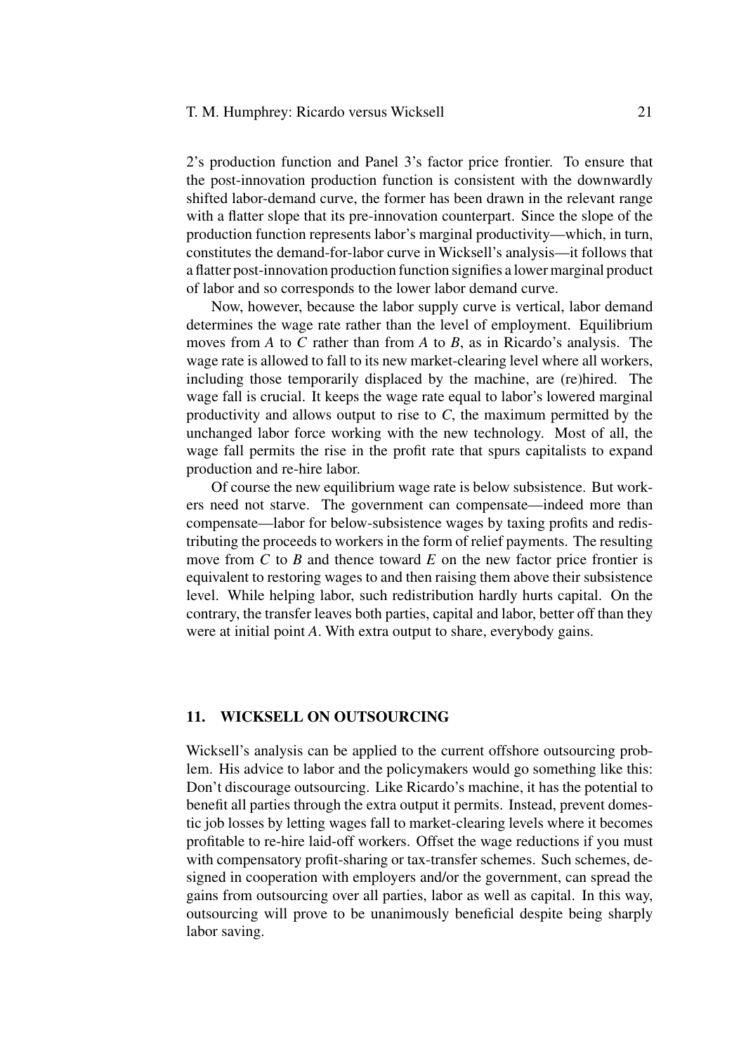2's production function and Panel 3's factor price frontier. To ensure that the post-innovation production function is consistent with the downwardly shifted labor-demand curve, the former has been drawn in the relevant range with a flatter slope that its pre-innovation counterpart. Since the slope of the production function represents labor's marginal productivity—which, in turn, constitutes the demand-for-labor curve in Wicksell's analysis—it follows that a flatter post-innovation production function signifies a lower marginal product of labor and so corresponds to the lower labor demand curve.

Now, however, because the labor supply curve is vertical, labor demand determines the wage rate rather than the level of employment. Equilibrium moves from *A* to *C* rather than from *A* to *B*, as in Ricardo's analysis. The wage rate is allowed to fall to its new market-clearing level where all workers, including those temporarily displaced by the machine, are (re)hired. The wage fall is crucial. It keeps the wage rate equal to labor's lowered marginal productivity and allows output to rise to *C*, the maximum permitted by the unchanged labor force working with the new technology. Most of all, the wage fall permits the rise in the profit rate that spurs capitalists to expand production and re-hire labor.

Of course the new equilibrium wage rate is below subsistence. But workers need not starve. The government can compensate—indeed more than compensate—labor for below-subsistence wages by taxing profits and redistributing the proceeds to workers in the form of relief payments. The resulting move from *C* to *B* and thence toward *E* on the new factor price frontier is equivalent to restoring wages to and then raising them above their subsistence level. While helping labor, such redistribution hardly hurts capital. On the contrary, the transfer leaves both parties, capital and labor, better off than they were at initial point *A*. With extra output to share, everybody gains.

## 11. WICKSELL ON OUTSOURCING

Wicksell's analysis can be applied to the current offshore outsourcing problem. His advice to labor and the policymakers would go something like this: Don't discourage outsourcing. Like Ricardo's machine, it has the potential to benefit all parties through the extra output it permits. Instead, prevent domestic job losses by letting wages fall to market-clearing levels where it becomes profitable to re-hire laid-off workers. Offset the wage reductions if you must with compensatory profit-sharing or tax-transfer schemes. Such schemes, designed in cooperation with employers and/or the government, can spread the gains from outsourcing over all parties, labor as well as capital. In this way, outsourcing will prove to be unanimously beneficial despite being sharply labor saving.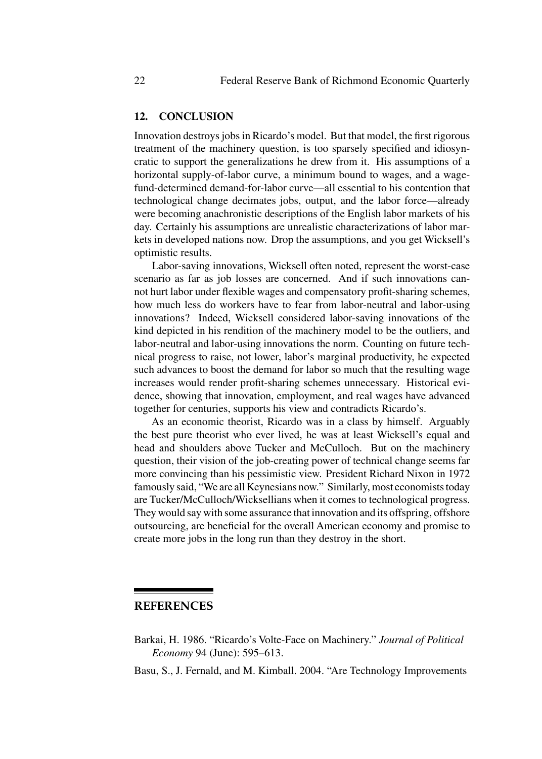## 12. CONCLUSION

Innovation destroys jobs in Ricardo's model. But that model, the first rigorous treatment of the machinery question, is too sparsely specified and idiosyncratic to support the generalizations he drew from it. His assumptions of a horizontal supply-of-labor curve, a minimum bound to wages, and a wage-fund-determined demand-for-labor curve—all essential to his contention that technological change decimates jobs, output, and the labor force—already were becoming anachronistic descriptions of the English labor markets of his day. Certainly his assumptions are unrealistic characterizations of labor markets in developed nations now. Drop the assumptions, and you get Wicksell's optimistic results.

Labor-saving innovations, Wicksell often noted, represent the worst-case scenario as far as job losses are concerned. And if such innovations cannot hurt labor under flexible wages and compensatory profit-sharing schemes, how much less do workers have to fear from labor-neutral and labor-using innovations? Indeed, Wicksell considered labor-saving innovations of the kind depicted in his rendition of the machinery model to be the outliers, and labor-neutral and labor-using innovations the norm. Counting on future technical progress to raise, not lower, labor's marginal productivity, he expected such advances to boost the demand for labor so much that the resulting wage increases would render profit-sharing schemes unnecessary. Historical evidence, showing that innovation, employment, and real wages have advanced together for centuries, supports his view and contradicts Ricardo's.

As an economic theorist, Ricardo was in a class by himself. Arguably the best pure theorist who ever lived, he was at least Wicksell's equal and head and shoulders above Tucker and McCulloch. But on the machinery question, their vision of the job-creating power of technical change seems far more convincing than his pessimistic view. President Richard Nixon in 1972 famously said, "We are all Keynesians now." Similarly, most economists today are Tucker/McCulloch/Wicksellians when it comes to technological progress. They would say with some assurance that innovation and its offspring, offshore outsourcing, are beneficial for the overall American economy and promise to create more jobs in the long run than they destroy in the short.

## REFERENCES

Barkai, H. 1986. "Ricardo's Volte-Face on Machinery." *Journal of Political Economy* 94 (June): 595–613.

Basu, S., J. Fernald, and M. Kimball. 2004. "Are Technology Improvements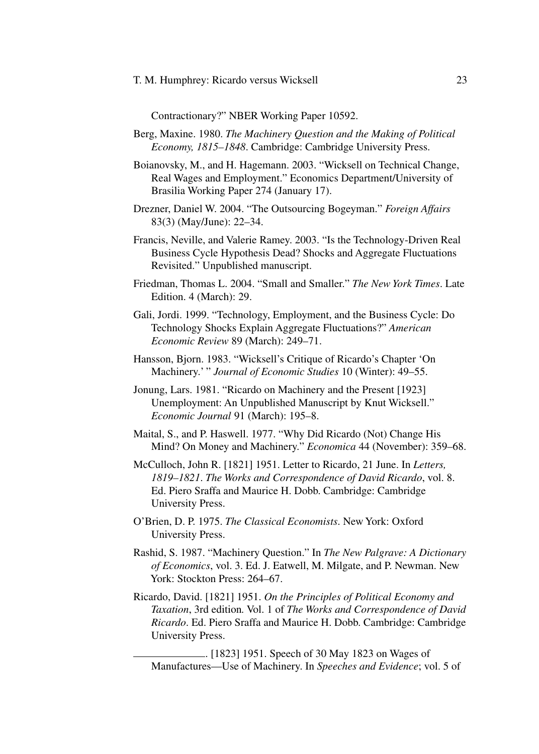Contractionary?" NBER Working Paper 10592.

Berg, Maxine. 1980. *The Machinery Question and the Making of Political Economy, 1815–1848*. Cambridge: Cambridge University Press.

Boianovsky, M., and H. Hagemann. 2003. "Wicksell on Technical Change, Real Wages and Employment." Economics Department/University of Brasilia Working Paper 274 (January 17).

Drezner, Daniel W. 2004. "The Outsourcing Bogeyman." *Foreign Affairs* 83(3) (May/June): 22–34.

Francis, Neville, and Valerie Ramey. 2003. "Is the Technology-Driven Real Business Cycle Hypothesis Dead? Shocks and Aggregate Fluctuations Revisited." Unpublished manuscript.

Friedman, Thomas L. 2004. "Small and Smaller." *The New York Times*. Late Edition. 4 (March): 29.

Gali, Jordi. 1999. "Technology, Employment, and the Business Cycle: Do Technology Shocks Explain Aggregate Fluctuations?" *American Economic Review* 89 (March): 249–71.

Hansson, Bjorn. 1983. "Wicksell's Critique of Ricardo's Chapter 'On Machinery.' " *Journal of Economic Studies* 10 (Winter): 49–55.

Jonung, Lars. 1981. "Ricardo on Machinery and the Present [1923] Unemployment: An Unpublished Manuscript by Knut Wicksell." *Economic Journal* 91 (March): 195–8.

Maital, S., and P. Haswell. 1977. "Why Did Ricardo (Not) Change His Mind? On Money and Machinery." *Economica* 44 (November): 359–68.

McCulloch, John R. [1821] 1951. Letter to Ricardo, 21 June. In *Letters, 1819–1821*. *The Works and Correspondence of David Ricardo*, vol. 8. Ed. Piero Sraffa and Maurice H. Dobb. Cambridge: Cambridge University Press.

O'Brien, D. P. 1975. *The Classical Economists*. New York: Oxford University Press.

Rashid, S. 1987. "Machinery Question." In *The New Palgrave: A Dictionary of Economics*, vol. 3. Ed. J. Eatwell, M. Milgate, and P. Newman. New York: Stockton Press: 264–67.

Ricardo, David. [1821] 1951. *On the Principles of Political Economy and Taxation*, 3rd edition. Vol. 1 of *The Works and Correspondence of David Ricardo*. Ed. Piero Sraffa and Maurice H. Dobb. Cambridge: Cambridge University Press.

———. [1823] 1951. Speech of 30 May 1823 on Wages of Manufactures—Use of Machinery. In *Speeches and Evidence*; vol. 5 of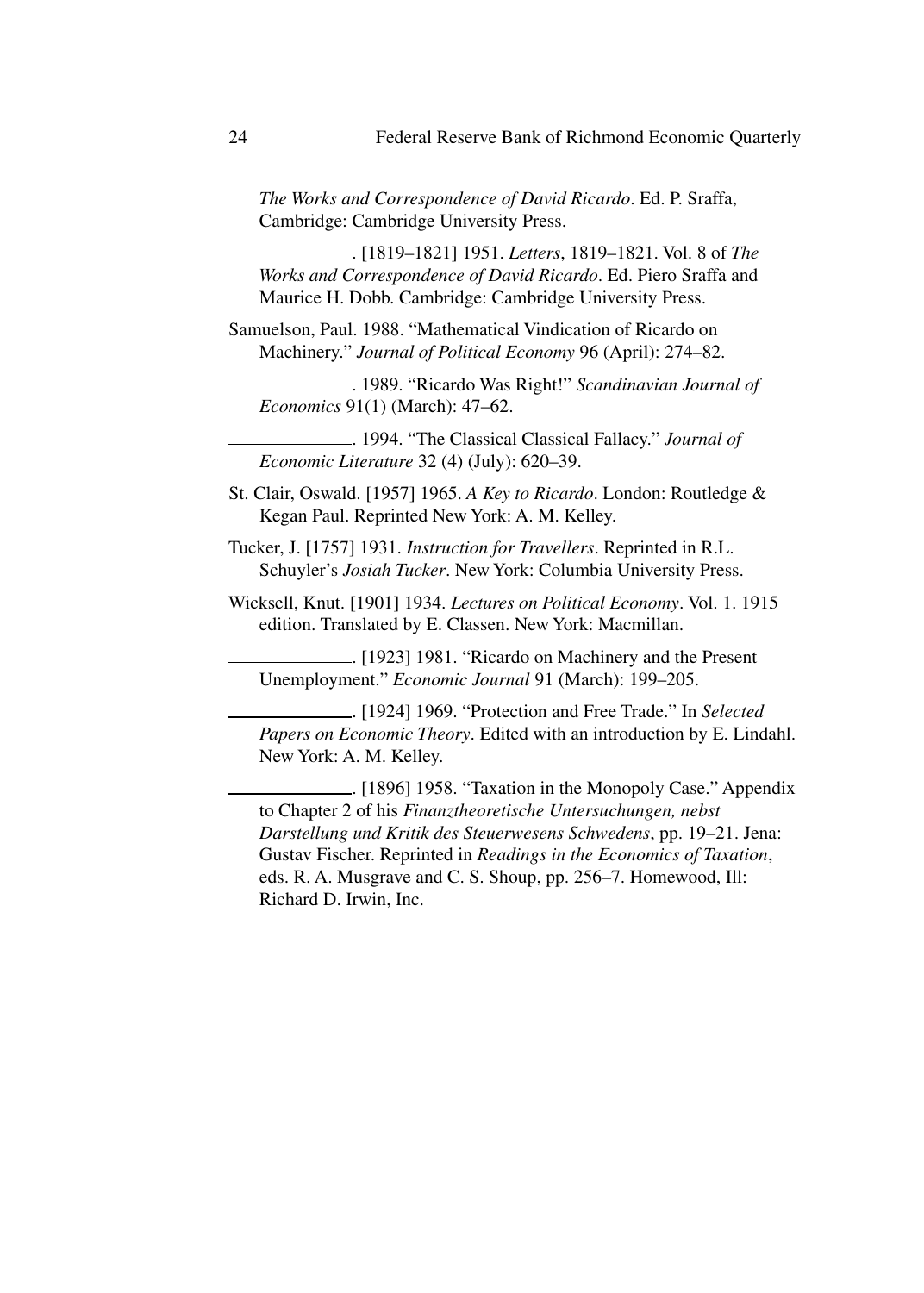*The Works and Correspondence of David Ricardo*. Ed. P. Sraffa, Cambridge: Cambridge University Press.

\_\_\_\_\_\_\_\_\_\_\_\_\_. [1819–1821] 1951. *Letters*, 1819–1821. Vol. 8 of *The Works and Correspondence of David Ricardo*. Ed. Piero Sraffa and Maurice H. Dobb. Cambridge: Cambridge University Press.

Samuelson, Paul. 1988. "Mathematical Vindication of Ricardo on Machinery." *Journal of Political Economy* 96 (April): 274–82.

\_\_\_\_\_\_\_\_\_\_\_\_\_. 1989. "Ricardo Was Right!" *Scandinavian Journal of Economics* 91(1) (March): 47–62.

\_\_\_\_\_\_\_\_\_\_\_\_\_. 1994. "The Classical Classical Fallacy." *Journal of Economic Literature* 32 (4) (July): 620–39.

St. Clair, Oswald. [1957] 1965. *A Key to Ricardo*. London: Routledge & Kegan Paul. Reprinted New York: A. M. Kelley.

Tucker, J. [1757] 1931. *Instruction for Travellers*. Reprinted in R.L. Schuyler's *Josiah Tucker*. New York: Columbia University Press.

Wicksell, Knut. [1901] 1934. *Lectures on Political Economy*. Vol. 1. 1915 edition. Translated by E. Classen. New York: Macmillan.

\_\_\_\_\_\_\_\_\_\_\_\_\_. [1923] 1981. "Ricardo on Machinery and the Present Unemployment." *Economic Journal* 91 (March): 199–205.

\_\_\_\_\_\_\_\_\_\_\_\_\_. [1924] 1969. "Protection and Free Trade." In *Selected Papers on Economic Theory*. Edited with an introduction by E. Lindahl. New York: A. M. Kelley.

\_\_\_\_\_\_\_\_\_\_\_\_\_. [1896] 1958. "Taxation in the Monopoly Case." Appendix to Chapter 2 of his *Finanztheoretische Untersuchungen, nebst Darstellung und Kritik des Steuerwesens Schwedens*, pp. 19–21. Jena: Gustav Fischer. Reprinted in *Readings in the Economics of Taxation*, eds. R. A. Musgrave and C. S. Shoup, pp. 256–7. Homewood, Ill: Richard D. Irwin, Inc.